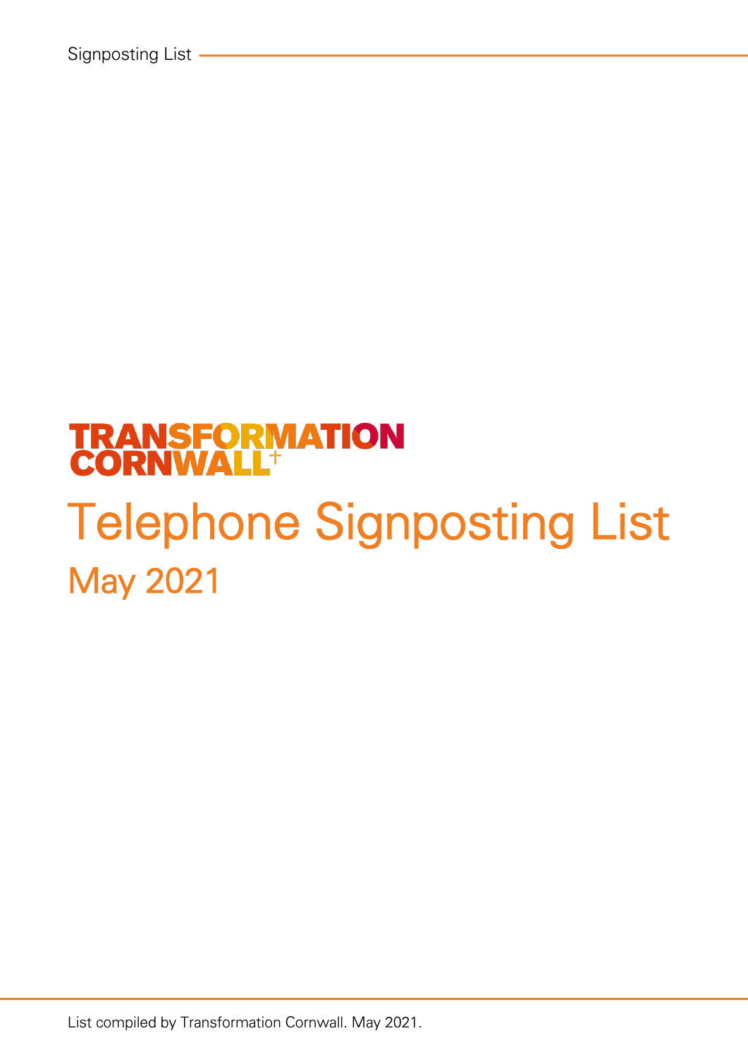TRANSFORMATION CORNWALL

# Telephone Signposting List

## May 2021

List compiled by Transformation Cornwall. May 2021.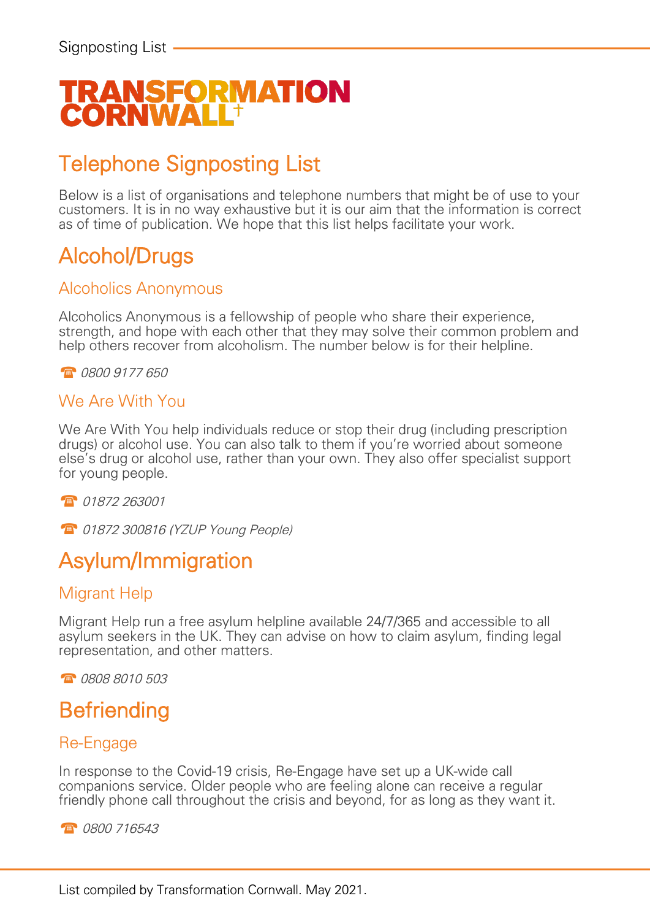TRANSFORMATION CORNWALL

# Telephone Signposting List

Below is a list of organisations and telephone numbers that might be of use to your customers. It is in no way exhaustive but it is our aim that the information is correct as of time of publication. We hope that this list helps facilitate your work.

## Alcohol/Drugs

### Alcoholics Anonymous

Alcoholics Anonymous is a fellowship of people who share their experience, strength, and hope with each other that they may solve their common problem and help others recover from alcoholism. The number below is for their helpline.

☎ *0800 9177 650*

### We Are With You

We Are With You help individuals reduce or stop their drug (including prescription drugs) or alcohol use. You can also talk to them if you're worried about someone else's drug or alcohol use, rather than your own. They also offer specialist support for young people.

☎ *01872 263001*

☎ *01872 300816 (YZUP Young People)*

## Asylum/Immigration

### Migrant Help

Migrant Help run a free asylum helpline available 24/7/365 and accessible to all asylum seekers in the UK. They can advise on how to claim asylum, finding legal representation, and other matters.

☎ *0808 8010 503*

## Befriending

### Re-Engage

In response to the Covid-19 crisis, Re-Engage have set up a UK-wide call companions service. Older people who are feeling alone can receive a regular friendly phone call throughout the crisis and beyond, for as long as they want it.

☎ *0800 716543*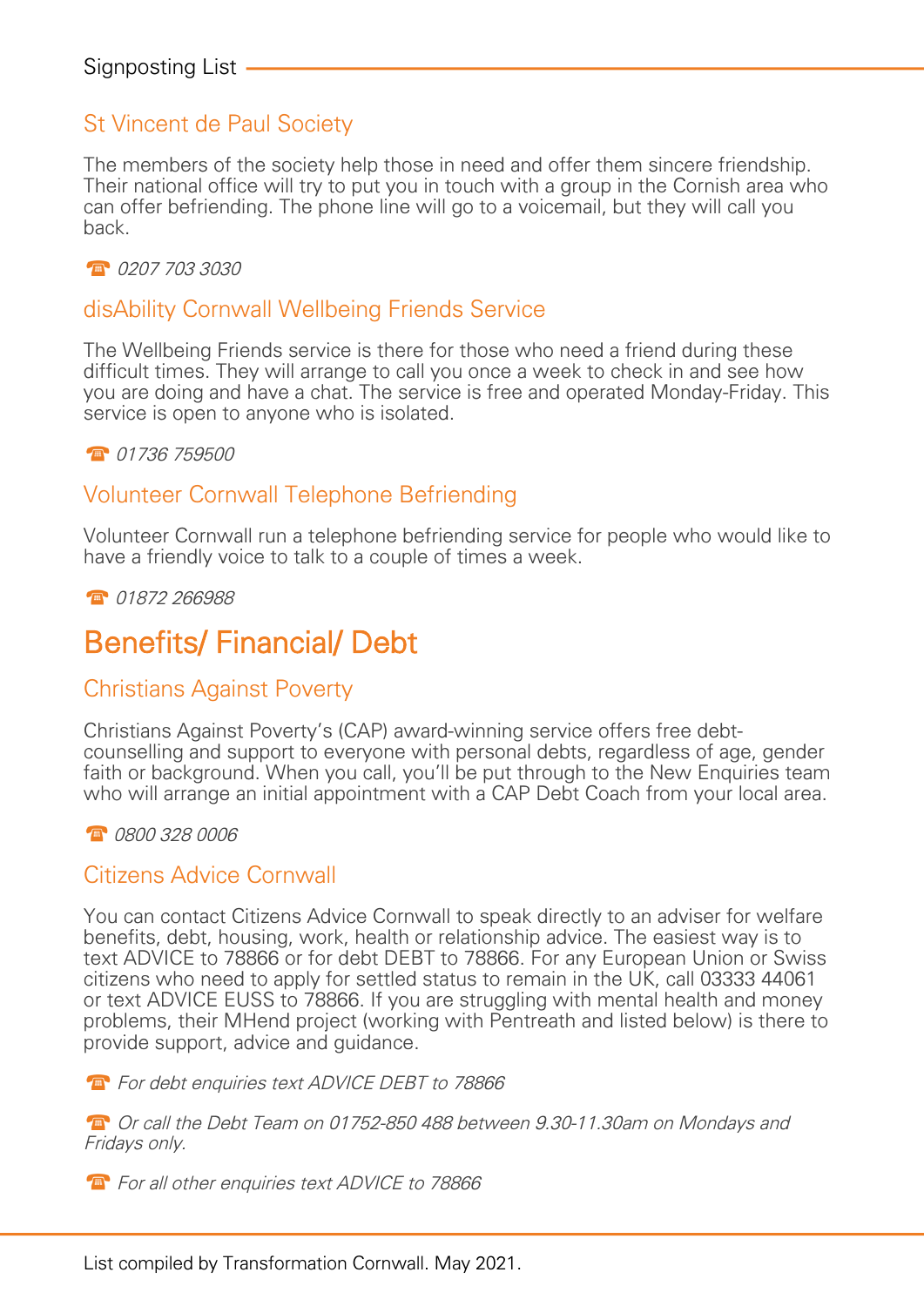### St Vincent de Paul Society

The members of the society help those in need and offer them sincere friendship. Their national office will try to put you in touch with a group in the Cornish area who can offer befriending. The phone line will go to a voicemail, but they will call you back.

☎ *0207 703 3030*

### disAbility Cornwall Wellbeing Friends Service

The Wellbeing Friends service is there for those who need a friend during these difficult times. They will arrange to call you once a week to check in and see how you are doing and have a chat. The service is free and operated Monday-Friday. This service is open to anyone who is isolated.

☎ *01736 759500*

### Volunteer Cornwall Telephone Befriending

Volunteer Cornwall run a telephone befriending service for people who would like to have a friendly voice to talk to a couple of times a week.

☎ *01872 266988*

## Benefits/ Financial/ Debt

### Christians Against Poverty

Christians Against Poverty's (CAP) award-winning service offers free debt-counselling and support to everyone with personal debts, regardless of age, gender faith or background. When you call, you'll be put through to the New Enquiries team who will arrange an initial appointment with a CAP Debt Coach from your local area.

☎ *0800 328 0006*

### Citizens Advice Cornwall

You can contact Citizens Advice Cornwall to speak directly to an adviser for welfare benefits, debt, housing, work, health or relationship advice. The easiest way is to text ADVICE to 78866 or for debt DEBT to 78866. For any European Union or Swiss citizens who need to apply for settled status to remain in the UK, call 03333 44061 or text ADVICE EUSS to 78866. If you are struggling with mental health and money problems, their MHend project (working with Pentreath and listed below) is there to provide support, advice and guidance.

☎ *For debt enquiries text ADVICE DEBT to 78866*

☎ *Or call the Debt Team on 01752-850 488 between 9.30-11.30am on Mondays and Fridays only.*

☎ *For all other enquiries text ADVICE to 78866*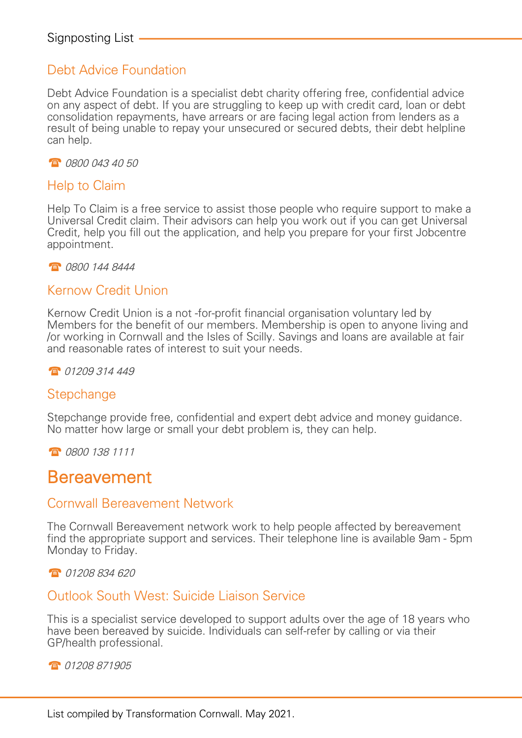### Debt Advice Foundation

Debt Advice Foundation is a specialist debt charity offering free, confidential advice on any aspect of debt. If you are struggling to keep up with credit card, loan or debt consolidation repayments, have arrears or are facing legal action from lenders as a result of being unable to repay your unsecured or secured debts, their debt helpline can help.

☎ *0800 043 40 50*

### Help to Claim

Help To Claim is a free service to assist those people who require support to make a Universal Credit claim. Their advisors can help you work out if you can get Universal Credit, help you fill out the application, and help you prepare for your first Jobcentre appointment.

☎ *0800 144 8444*

### Kernow Credit Union

Kernow Credit Union is a not -for-profit financial organisation voluntary led by Members for the benefit of our members. Membership is open to anyone living and /or working in Cornwall and the Isles of Scilly. Savings and loans are available at fair and reasonable rates of interest to suit your needs.

☎ *01209 314 449*

### Stepchange

Stepchange provide free, confidential and expert debt advice and money guidance. No matter how large or small your debt problem is, they can help.

☎ *0800 138 1111*

## Bereavement

### Cornwall Bereavement Network

The Cornwall Bereavement network work to help people affected by bereavement find the appropriate support and services. Their telephone line is available 9am - 5pm Monday to Friday.

☎ *01208 834 620*

### Outlook South West: Suicide Liaison Service

This is a specialist service developed to support adults over the age of 18 years who have been bereaved by suicide. Individuals can self-refer by calling or via their GP/health professional.

☎ *01208 871905*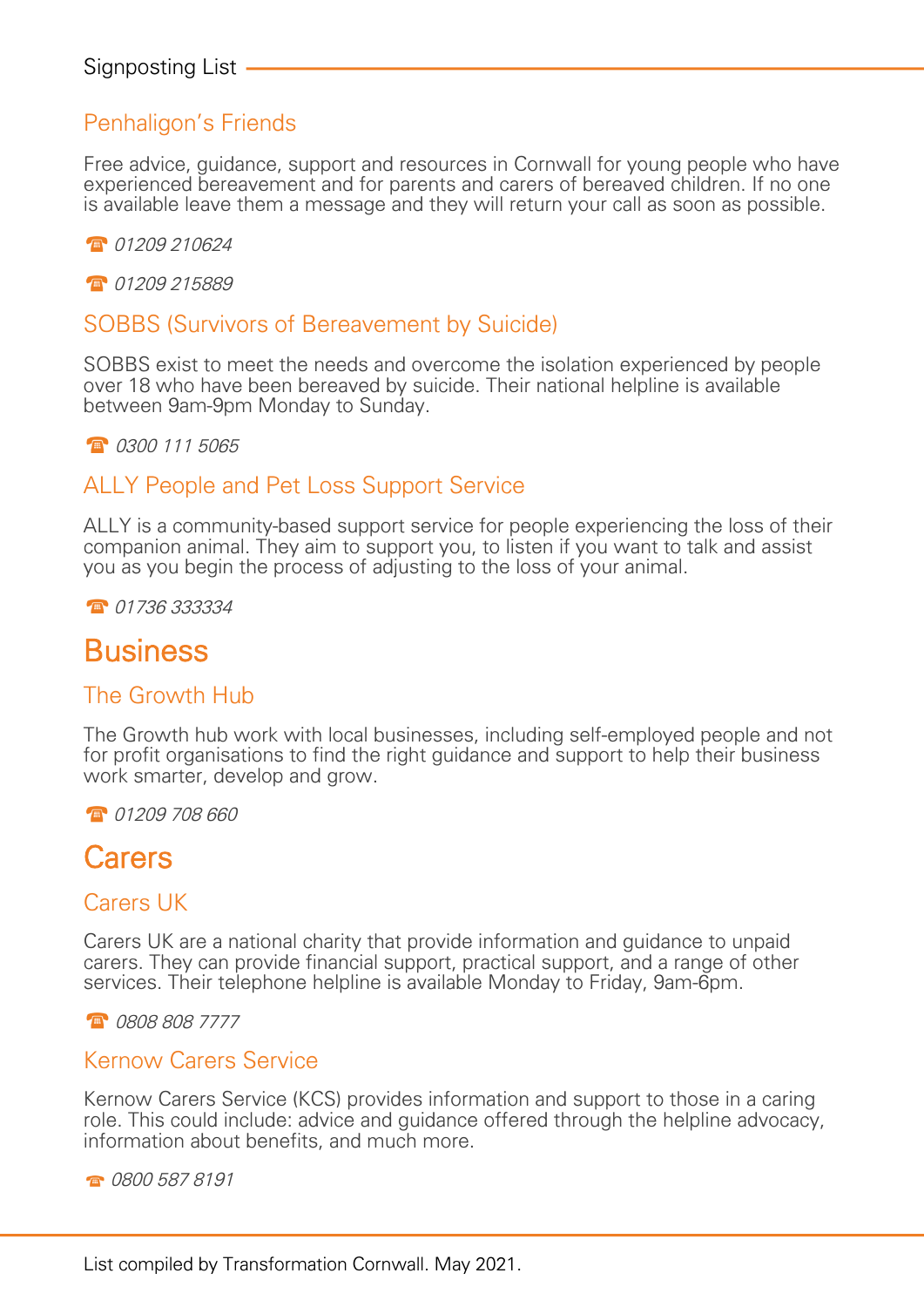### Penhaligon's Friends

Free advice, guidance, support and resources in Cornwall for young people who have experienced bereavement and for parents and carers of bereaved children. If no one is available leave them a message and they will return your call as soon as possible.

☎ *01209 210624*

☎ *01209 215889*

### SOBBS (Survivors of Bereavement by Suicide)

SOBBS exist to meet the needs and overcome the isolation experienced by people over 18 who have been bereaved by suicide. Their national helpline is available between 9am-9pm Monday to Sunday.

☎ *0300 111 5065*

### ALLY People and Pet Loss Support Service

ALLY is a community-based support service for people experiencing the loss of their companion animal. They aim to support you, to listen if you want to talk and assist you as you begin the process of adjusting to the loss of your animal.

☎ *01736 333334*

## Business

### The Growth Hub

The Growth hub work with local businesses, including self-employed people and not for profit organisations to find the right guidance and support to help their business work smarter, develop and grow.

☎ *01209 708 660*

## Carers

### Carers UK

Carers UK are a national charity that provide information and guidance to unpaid carers. They can provide financial support, practical support, and a range of other services. Their telephone helpline is available Monday to Friday, 9am-6pm.

☎ *0808 808 7777*

### Kernow Carers Service

Kernow Carers Service (KCS) provides information and support to those in a caring role. This could include: advice and guidance offered through the helpline advocacy, information about benefits, and much more.

☎ *0800 587 8191*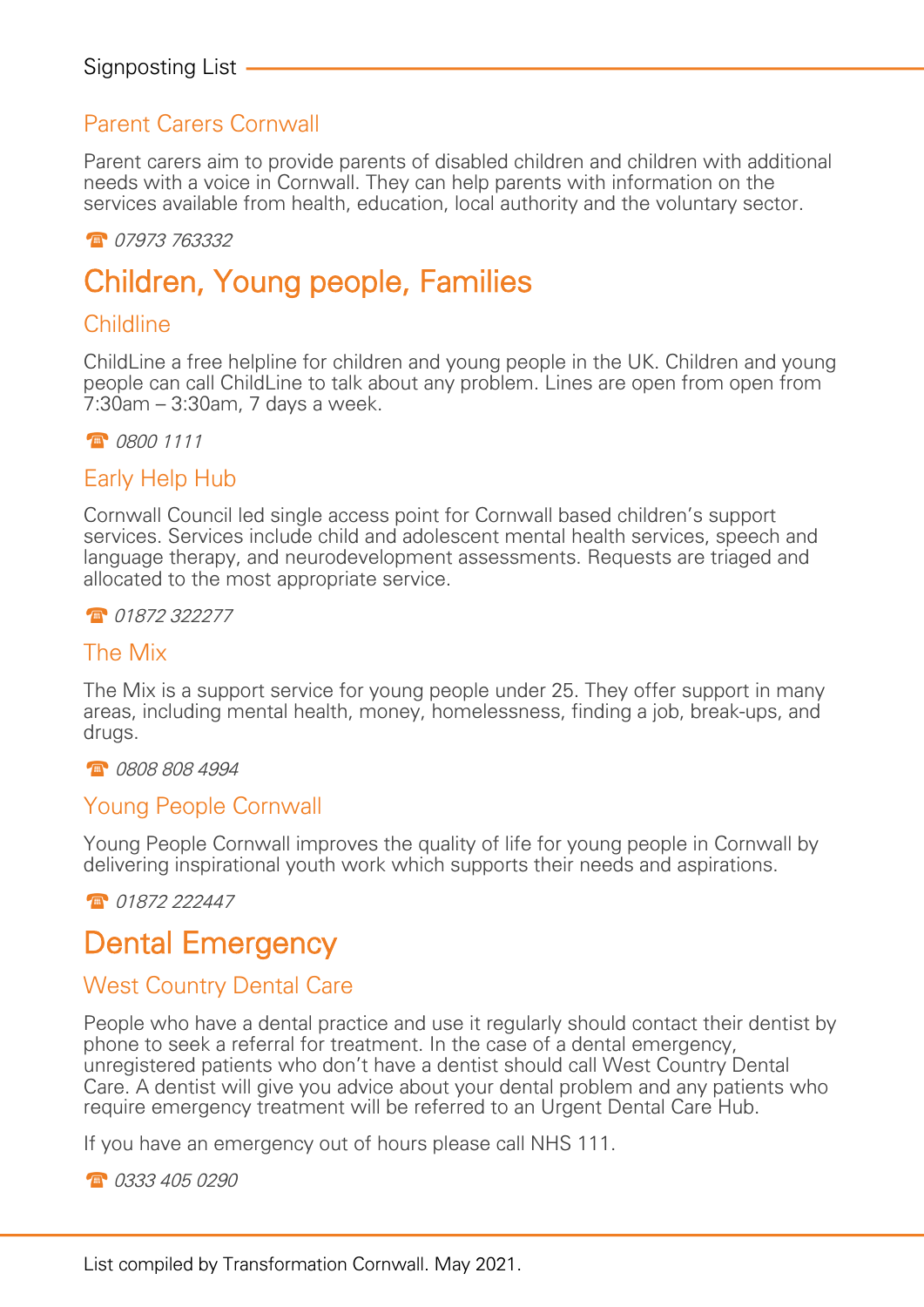### Parent Carers Cornwall

Parent carers aim to provide parents of disabled children and children with additional needs with a voice in Cornwall. They can help parents with information on the services available from health, education, local authority and the voluntary sector.

☎ *07973 763332*

## Children, Young people, Families

### Childline

ChildLine a free helpline for children and young people in the UK. Children and young people can call ChildLine to talk about any problem. Lines are open from open from 7:30am – 3:30am, 7 days a week.

☎ *0800 1111*

### Early Help Hub

Cornwall Council led single access point for Cornwall based children's support services. Services include child and adolescent mental health services, speech and language therapy, and neurodevelopment assessments. Requests are triaged and allocated to the most appropriate service.

☎ *01872 322277*

### The Mix

The Mix is a support service for young people under 25. They offer support in many areas, including mental health, money, homelessness, finding a job, break-ups, and drugs.

☎ *0808 808 4994*

### Young People Cornwall

Young People Cornwall improves the quality of life for young people in Cornwall by delivering inspirational youth work which supports their needs and aspirations.

☎ *01872 222447*

## Dental Emergency

### West Country Dental Care

People who have a dental practice and use it regularly should contact their dentist by phone to seek a referral for treatment. In the case of a dental emergency, unregistered patients who don't have a dentist should call West Country Dental Care. A dentist will give you advice about your dental problem and any patients who require emergency treatment will be referred to an Urgent Dental Care Hub.

If you have an emergency out of hours please call NHS 111.

☎ *0333 405 0290*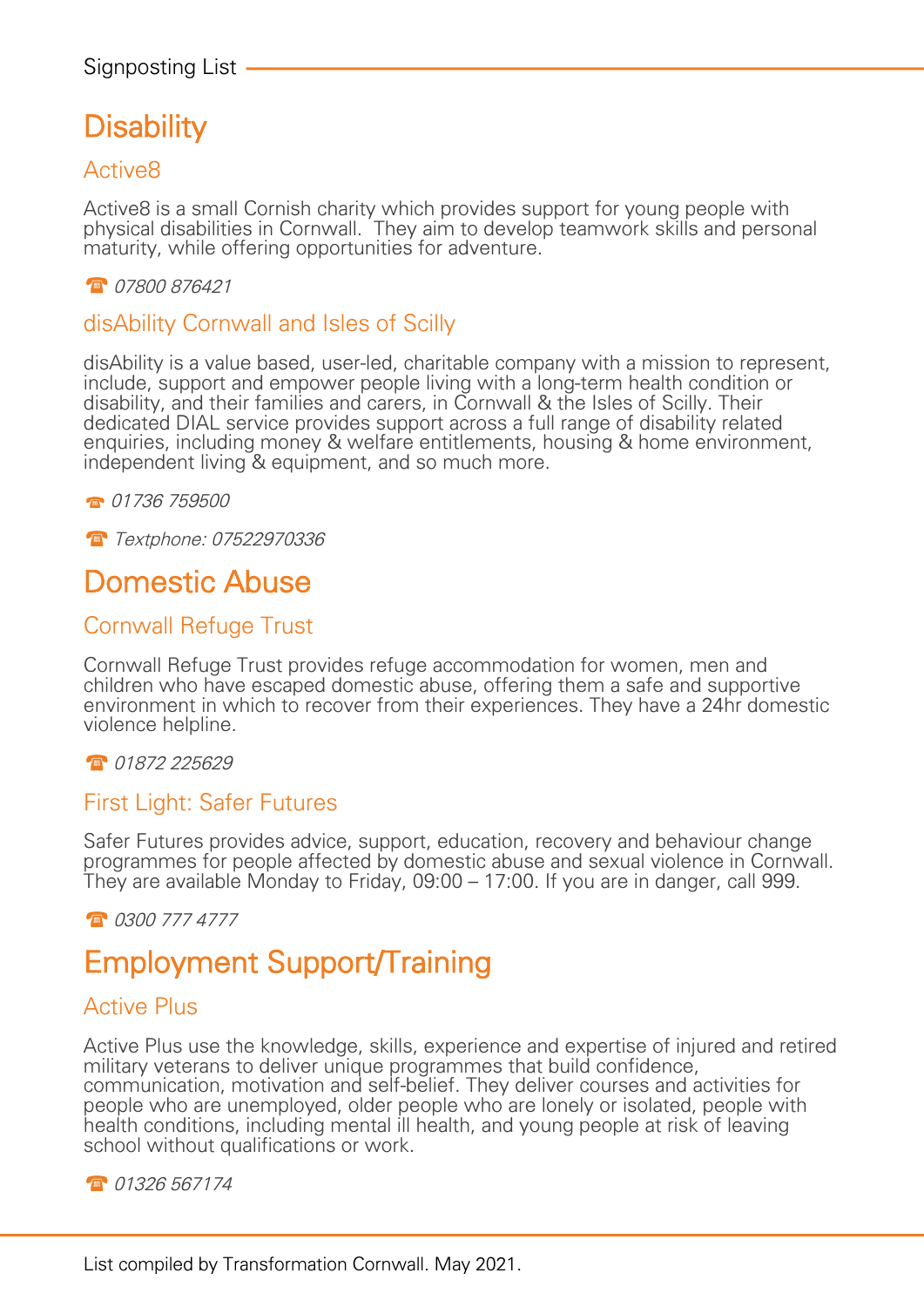# Disability

## Active8

Active8 is a small Cornish charity which provides support for young people with physical disabilities in Cornwall. They aim to develop teamwork skills and personal maturity, while offering opportunities for adventure.

☎ *07800 876421*

## disAbility Cornwall and Isles of Scilly

disAbility is a value based, user-led, charitable company with a mission to represent, include, support and empower people living with a long-term health condition or disability, and their families and carers, in Cornwall & the Isles of Scilly. Their dedicated DIAL service provides support across a full range of disability related enquiries, including money & welfare entitlements, housing & home environment, independent living & equipment, and so much more.

☎ *01736 759500*

☎ *Textphone: 07522970336*

# Domestic Abuse

## Cornwall Refuge Trust

Cornwall Refuge Trust provides refuge accommodation for women, men and children who have escaped domestic abuse, offering them a safe and supportive environment in which to recover from their experiences. They have a 24hr domestic violence helpline.

☎ *01872 225629*

## First Light: Safer Futures

Safer Futures provides advice, support, education, recovery and behaviour change programmes for people affected by domestic abuse and sexual violence in Cornwall. They are available Monday to Friday, 09:00 – 17:00. If you are in danger, call 999.

☎ *0300 777 4777*

# Employment Support/Training

## Active Plus

Active Plus use the knowledge, skills, experience and expertise of injured and retired military veterans to deliver unique programmes that build confidence, communication, motivation and self-belief. They deliver courses and activities for people who are unemployed, older people who are lonely or isolated, people with health conditions, including mental ill health, and young people at risk of leaving school without qualifications or work.

☎ *01326 567174*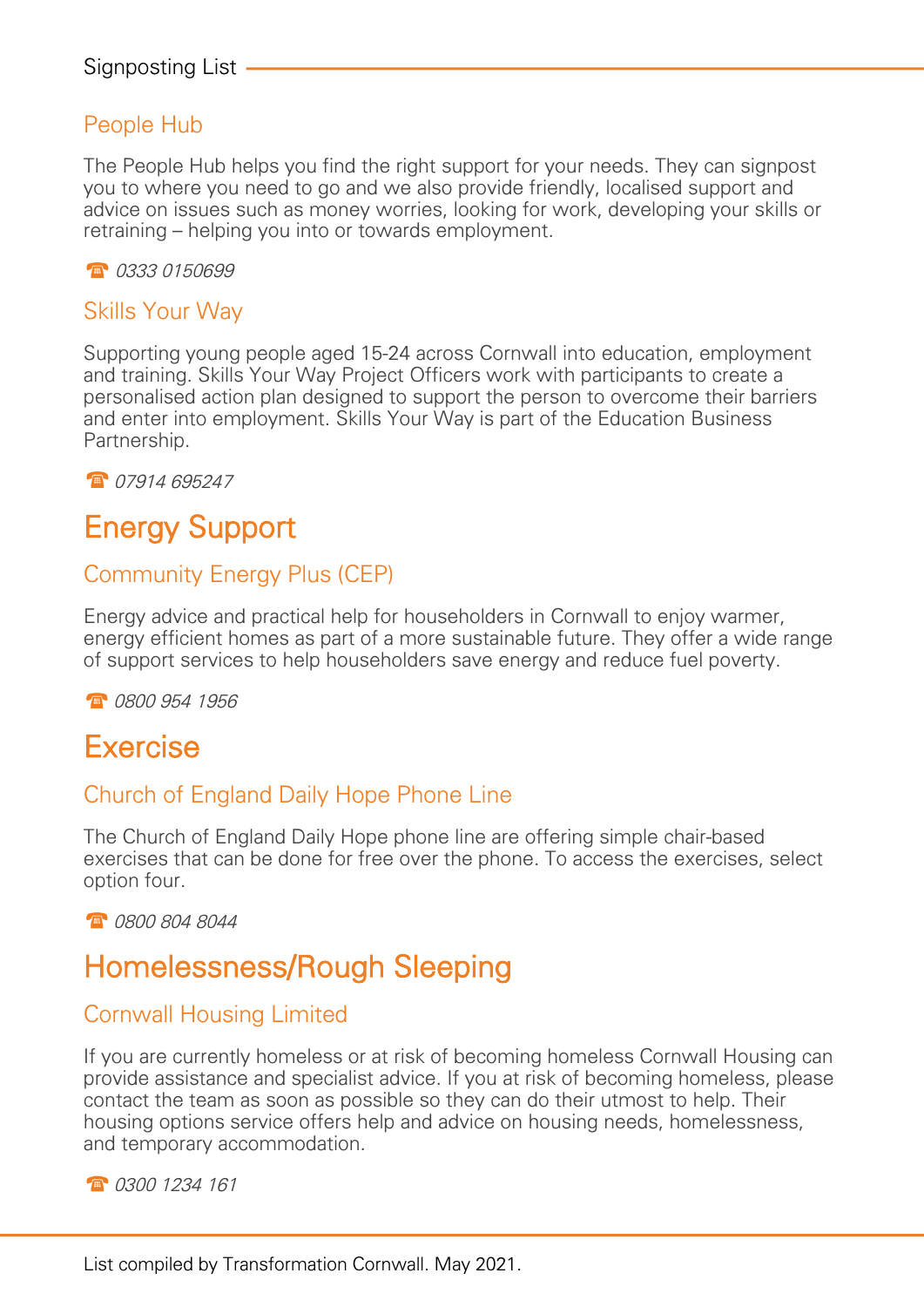### People Hub

The People Hub helps you find the right support for your needs. They can signpost you to where you need to go and we also provide friendly, localised support and advice on issues such as money worries, looking for work, developing your skills or retraining – helping you into or towards employment.

☎ *0333 0150699*

### Skills Your Way

Supporting young people aged 15-24 across Cornwall into education, employment and training. Skills Your Way Project Officers work with participants to create a personalised action plan designed to support the person to overcome their barriers and enter into employment. Skills Your Way is part of the Education Business Partnership.

☎ *07914 695247*

## Energy Support

### Community Energy Plus (CEP)

Energy advice and practical help for householders in Cornwall to enjoy warmer, energy efficient homes as part of a more sustainable future. They offer a wide range of support services to help householders save energy and reduce fuel poverty.

☎ *0800 954 1956*

## Exercise

### Church of England Daily Hope Phone Line

The Church of England Daily Hope phone line are offering simple chair-based exercises that can be done for free over the phone. To access the exercises, select option four.

☎ *0800 804 8044*

## Homelessness/Rough Sleeping

### Cornwall Housing Limited

If you are currently homeless or at risk of becoming homeless Cornwall Housing can provide assistance and specialist advice. If you at risk of becoming homeless, please contact the team as soon as possible so they can do their utmost to help. Their housing options service offers help and advice on housing needs, homelessness, and temporary accommodation.

☎ *0300 1234 161*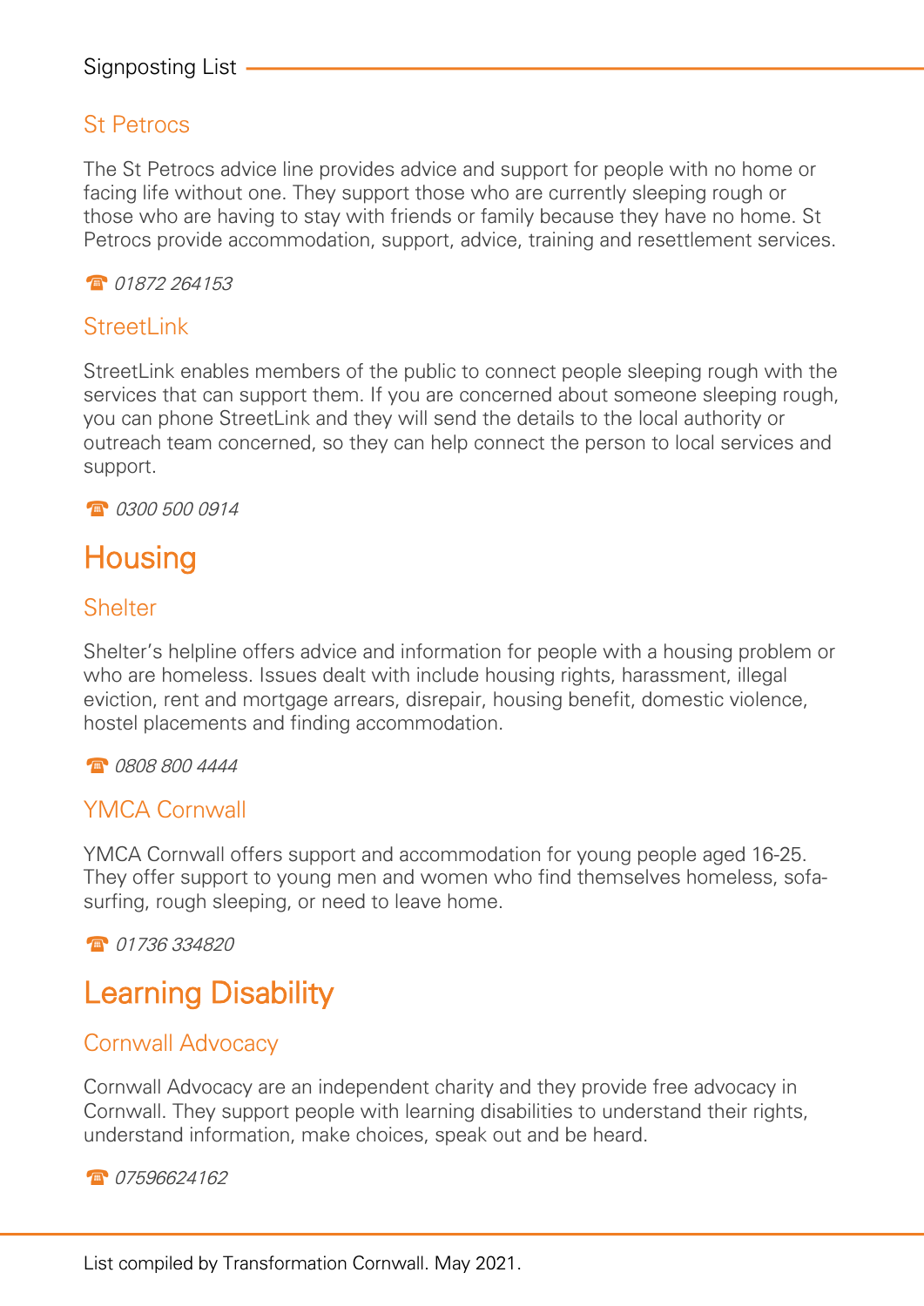### St Petrocs

The St Petrocs advice line provides advice and support for people with no home or facing life without one. They support those who are currently sleeping rough or those who are having to stay with friends or family because they have no home. St Petrocs provide accommodation, support, advice, training and resettlement services.

☎ *01872 264153*

### StreetLink

StreetLink enables members of the public to connect people sleeping rough with the services that can support them. If you are concerned about someone sleeping rough, you can phone StreetLink and they will send the details to the local authority or outreach team concerned, so they can help connect the person to local services and support.

☎ *0300 500 0914*

## Housing

### Shelter

Shelter's helpline offers advice and information for people with a housing problem or who are homeless. Issues dealt with include housing rights, harassment, illegal eviction, rent and mortgage arrears, disrepair, housing benefit, domestic violence, hostel placements and finding accommodation.

☎ *0808 800 4444*

### YMCA Cornwall

YMCA Cornwall offers support and accommodation for young people aged 16-25. They offer support to young men and women who find themselves homeless, sofa-surfing, rough sleeping, or need to leave home.

☎ *01736 334820*

## Learning Disability

### Cornwall Advocacy

Cornwall Advocacy are an independent charity and they provide free advocacy in Cornwall. They support people with learning disabilities to understand their rights, understand information, make choices, speak out and be heard.

☎ *07596624162*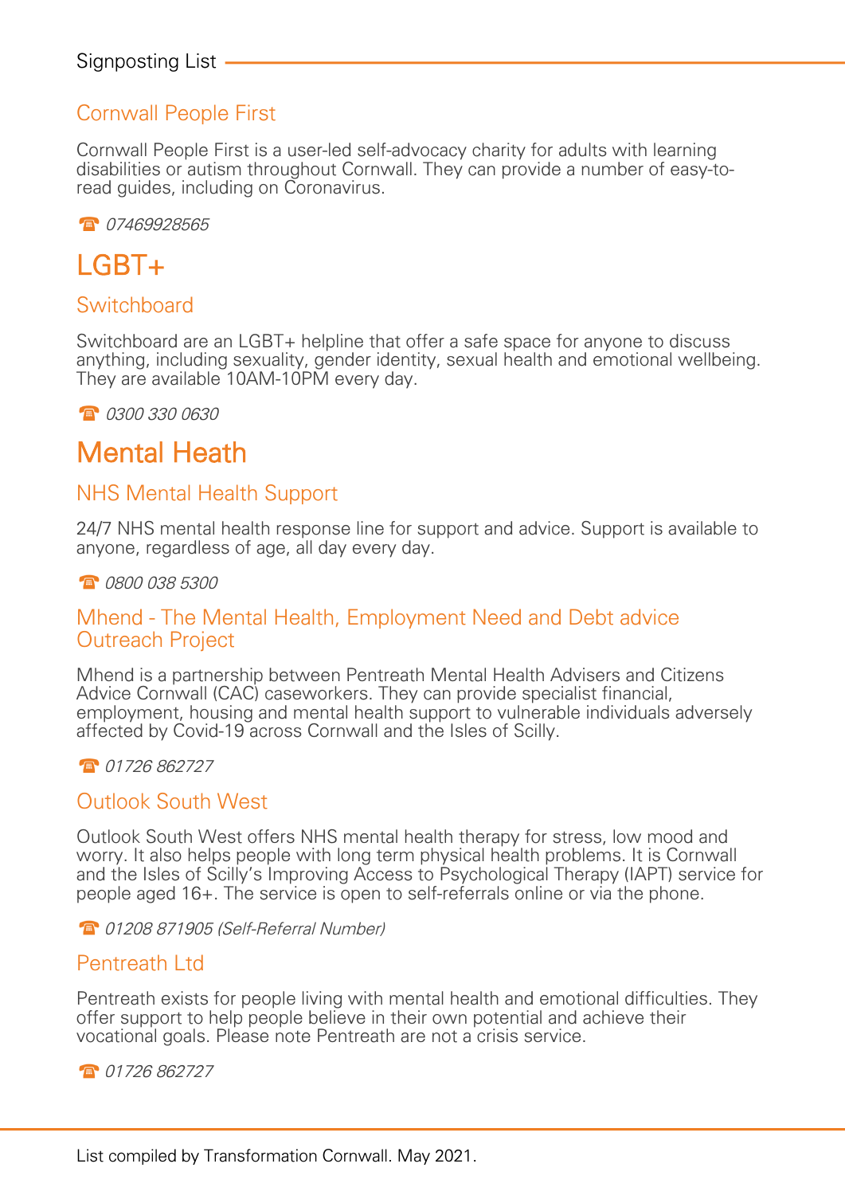### Cornwall People First

Cornwall People First is a user-led self-advocacy charity for adults with learning disabilities or autism throughout Cornwall. They can provide a number of easy-to-read guides, including on Coronavirus.

☎ *07469928565*

## LGBT+

### Switchboard

Switchboard are an LGBT+ helpline that offer a safe space for anyone to discuss anything, including sexuality, gender identity, sexual health and emotional wellbeing. They are available 10AM-10PM every day.

☎ *0300 330 0630*

## Mental Heath

### NHS Mental Health Support

24/7 NHS mental health response line for support and advice. Support is available to anyone, regardless of age, all day every day.

☎ *0800 038 5300*

### Mhend - The Mental Health, Employment Need and Debt advice Outreach Project

Mhend is a partnership between Pentreath Mental Health Advisers and Citizens Advice Cornwall (CAC) caseworkers. They can provide specialist financial, employment, housing and mental health support to vulnerable individuals adversely affected by Covid-19 across Cornwall and the Isles of Scilly.

☎ *01726 862727*

### Outlook South West

Outlook South West offers NHS mental health therapy for stress, low mood and worry. It also helps people with long term physical health problems. It is Cornwall and the Isles of Scilly's Improving Access to Psychological Therapy (IAPT) service for people aged 16+. The service is open to self-referrals online or via the phone.

☎ *01208 871905 (Self-Referral Number)*

### Pentreath Ltd

Pentreath exists for people living with mental health and emotional difficulties. They offer support to help people believe in their own potential and achieve their vocational goals. Please note Pentreath are not a crisis service.

☎ *01726 862727*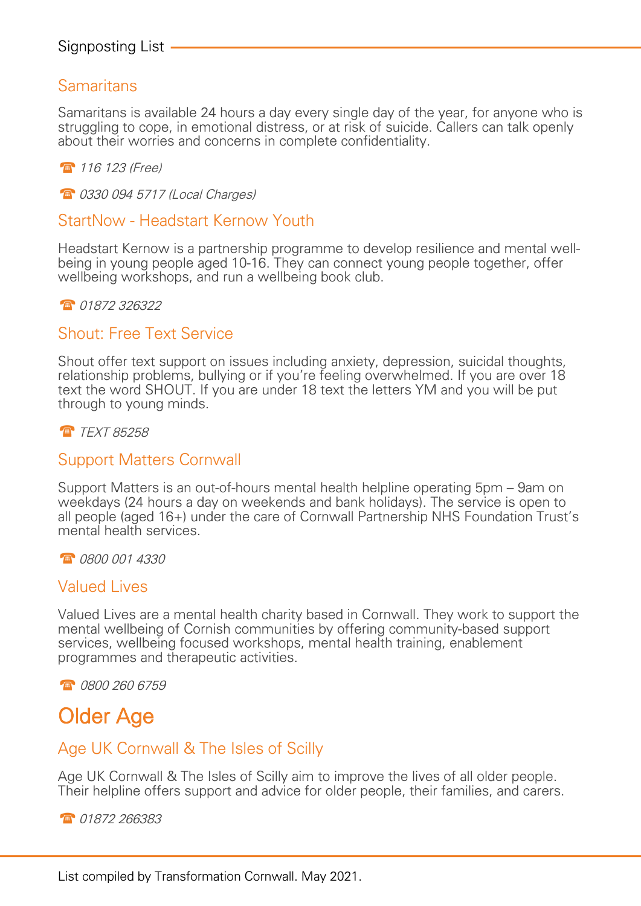## Samaritans

Samaritans is available 24 hours a day every single day of the year, for anyone who is struggling to cope, in emotional distress, or at risk of suicide. Callers can talk openly about their worries and concerns in complete confidentiality.

☎ *116 123 (Free)*

☎ *0330 094 5717 (Local Charges)*

## StartNow - Headstart Kernow Youth

Headstart Kernow is a partnership programme to develop resilience and mental well-being in young people aged 10-16. They can connect young people together, offer wellbeing workshops, and run a wellbeing book club.

☎ *01872 326322*

## Shout: Free Text Service

Shout offer text support on issues including anxiety, depression, suicidal thoughts, relationship problems, bullying or if you're feeling overwhelmed. If you are over 18 text the word SHOUT. If you are under 18 text the letters YM and you will be put through to young minds.

☎ *TEXT 85258*

## Support Matters Cornwall

Support Matters is an out-of-hours mental health helpline operating 5pm – 9am on weekdays (24 hours a day on weekends and bank holidays). The service is open to all people (aged 16+) under the care of Cornwall Partnership NHS Foundation Trust's mental health services.

☎ *0800 001 4330*

## Valued Lives

Valued Lives are a mental health charity based in Cornwall. They work to support the mental wellbeing of Cornish communities by offering community-based support services, wellbeing focused workshops, mental health training, enablement programmes and therapeutic activities.

☎ *0800 260 6759*

# Older Age

## Age UK Cornwall & The Isles of Scilly

Age UK Cornwall & The Isles of Scilly aim to improve the lives of all older people. Their helpline offers support and advice for older people, their families, and carers.

☎ *01872 266383*

List compiled by Transformation Cornwall. May 2021.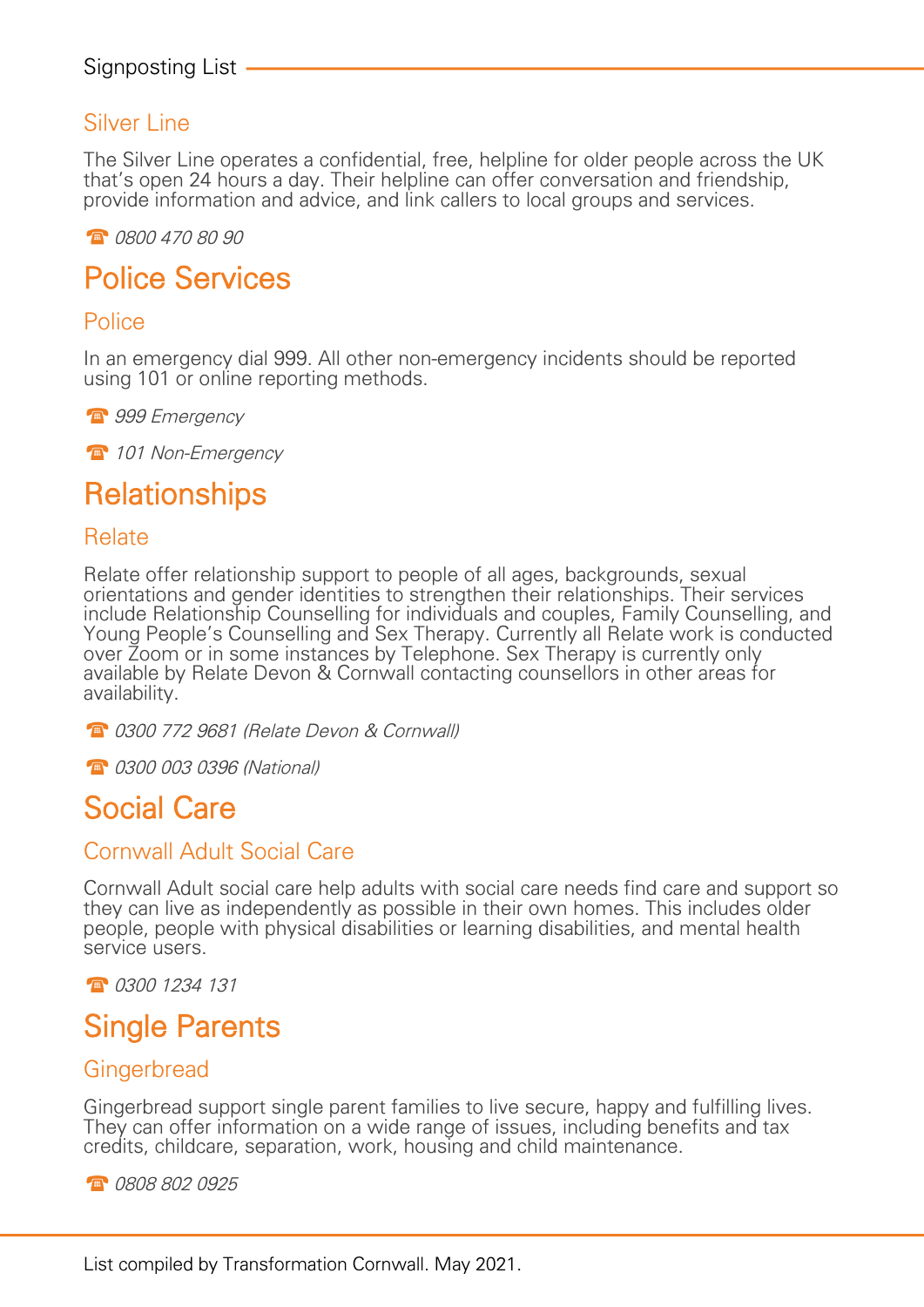### Silver Line

The Silver Line operates a confidential, free, helpline for older people across the UK that's open 24 hours a day. Their helpline can offer conversation and friendship, provide information and advice, and link callers to local groups and services.

☎ *0800 470 80 90*

## Police Services

### Police

In an emergency dial 999. All other non-emergency incidents should be reported using 101 or online reporting methods.

☎ *999 Emergency*

☎ *101 Non-Emergency*

## Relationships

### Relate

Relate offer relationship support to people of all ages, backgrounds, sexual orientations and gender identities to strengthen their relationships. Their services include Relationship Counselling for individuals and couples, Family Counselling, and Young People's Counselling and Sex Therapy. Currently all Relate work is conducted over Zoom or in some instances by Telephone. Sex Therapy is currently only available by Relate Devon & Cornwall contacting counsellors in other areas for availability.

☎ *0300 772 9681 (Relate Devon & Cornwall)*

☎ *0300 003 0396 (National)*

## Social Care

### Cornwall Adult Social Care

Cornwall Adult social care help adults with social care needs find care and support so they can live as independently as possible in their own homes. This includes older people, people with physical disabilities or learning disabilities, and mental health service users.

☎ *0300 1234 131*

## Single Parents

### Gingerbread

Gingerbread support single parent families to live secure, happy and fulfilling lives. They can offer information on a wide range of issues, including benefits and tax credits, childcare, separation, work, housing and child maintenance.

☎ *0808 802 0925*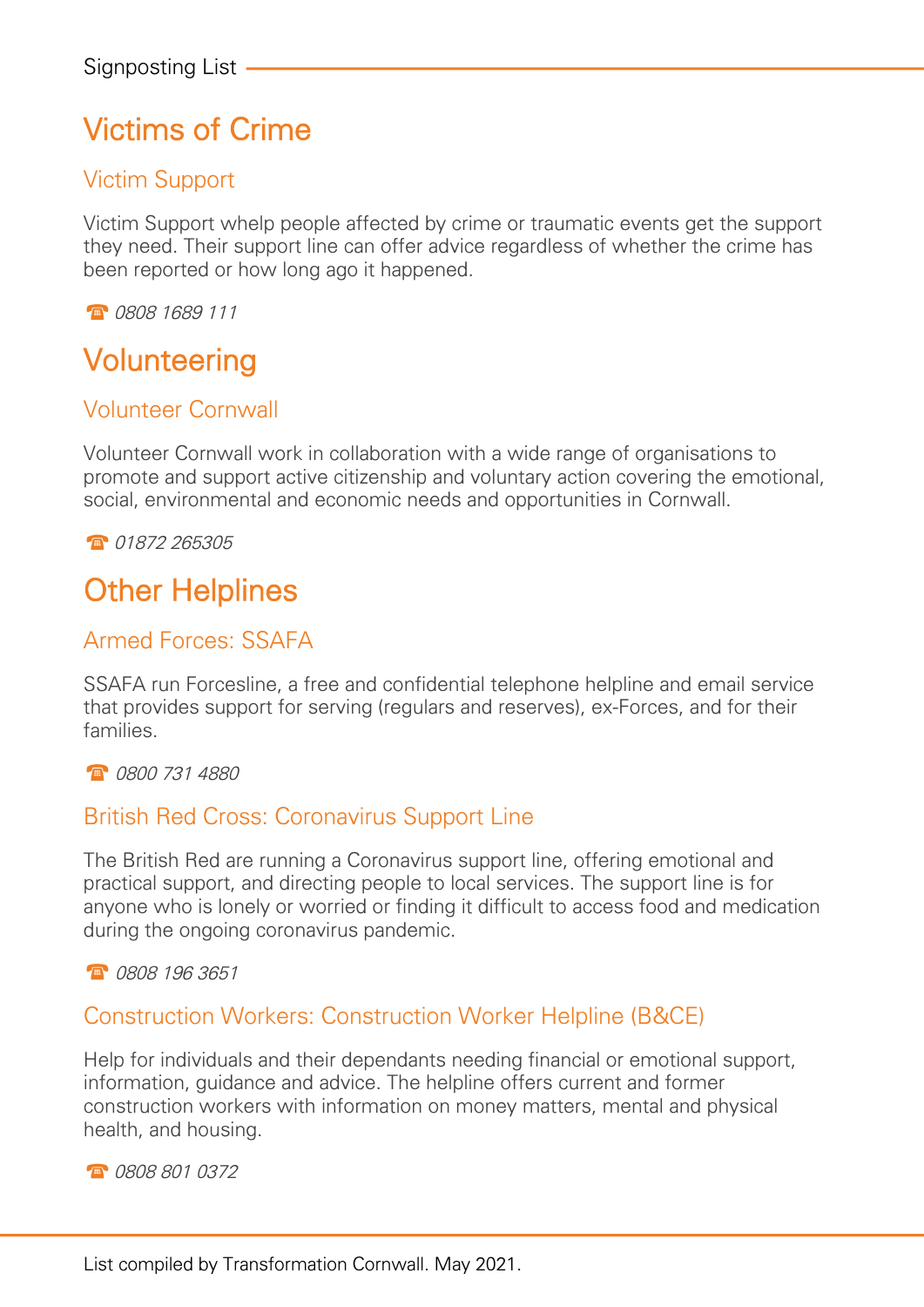# Victims of Crime

## Victim Support

Victim Support whelp people affected by crime or traumatic events get the support they need. Their support line can offer advice regardless of whether the crime has been reported or how long ago it happened.

☎ *0808 1689 111*

# Volunteering

## Volunteer Cornwall

Volunteer Cornwall work in collaboration with a wide range of organisations to promote and support active citizenship and voluntary action covering the emotional, social, environmental and economic needs and opportunities in Cornwall.

☎ *01872 265305*

# Other Helplines

## Armed Forces: SSAFA

SSAFA run Forcesline, a free and confidential telephone helpline and email service that provides support for serving (regulars and reserves), ex-Forces, and for their families.

☎ *0800 731 4880*

## British Red Cross: Coronavirus Support Line

The British Red are running a Coronavirus support line, offering emotional and practical support, and directing people to local services. The support line is for anyone who is lonely or worried or finding it difficult to access food and medication during the ongoing coronavirus pandemic.

☎ *0808 196 3651*

## Construction Workers: Construction Worker Helpline (B&CE)

Help for individuals and their dependants needing financial or emotional support, information, guidance and advice. The helpline offers current and former construction workers with information on money matters, mental and physical health, and housing.

☎ *0808 801 0372*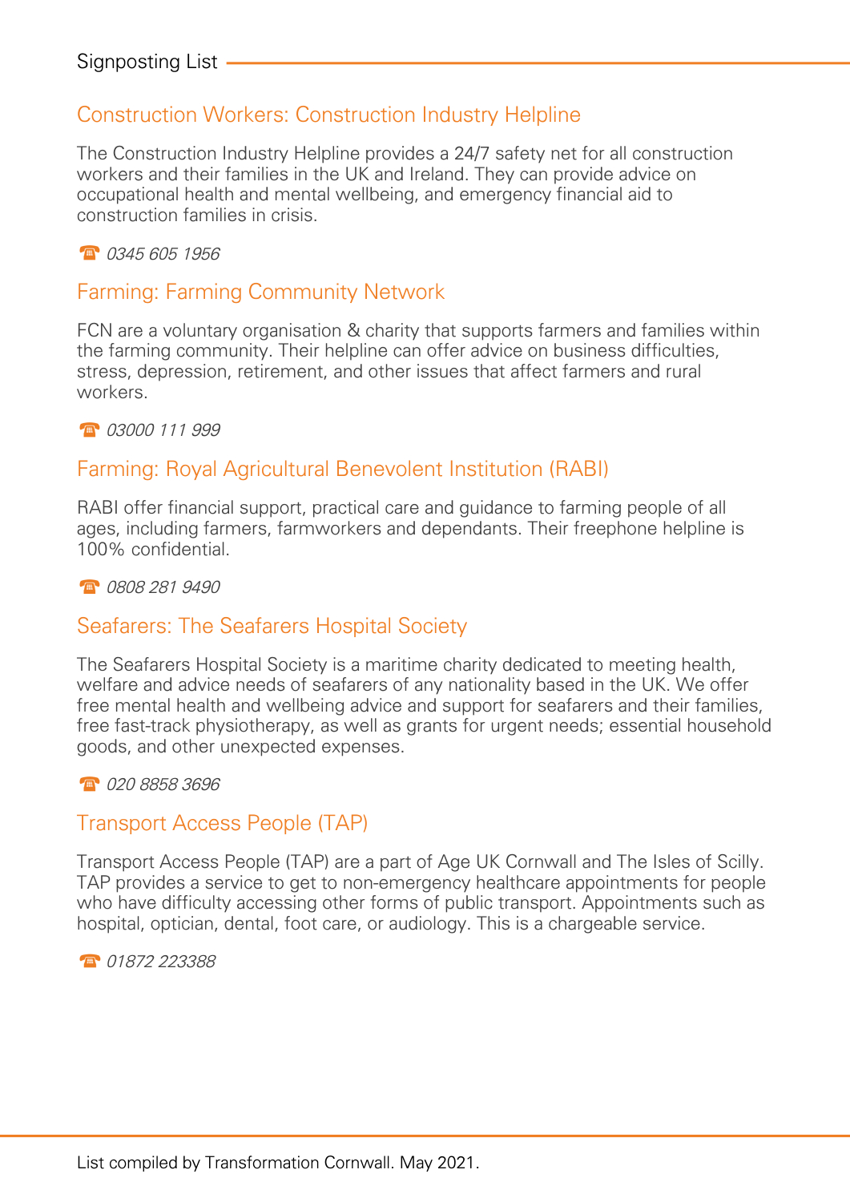## Construction Workers: Construction Industry Helpline

The Construction Industry Helpline provides a 24/7 safety net for all construction workers and their families in the UK and Ireland. They can provide advice on occupational health and mental wellbeing, and emergency financial aid to construction families in crisis.

☎ *0345 605 1956*

## Farming: Farming Community Network

FCN are a voluntary organisation & charity that supports farmers and families within the farming community. Their helpline can offer advice on business difficulties, stress, depression, retirement, and other issues that affect farmers and rural workers.

☎ *03000 111 999*

## Farming: Royal Agricultural Benevolent Institution (RABI)

RABI offer financial support, practical care and guidance to farming people of all ages, including farmers, farmworkers and dependants. Their freephone helpline is 100% confidential.

☎ *0808 281 9490*

## Seafarers: The Seafarers Hospital Society

The Seafarers Hospital Society is a maritime charity dedicated to meeting health, welfare and advice needs of seafarers of any nationality based in the UK. We offer free mental health and wellbeing advice and support for seafarers and their families, free fast-track physiotherapy, as well as grants for urgent needs; essential household goods, and other unexpected expenses.

☎ *020 8858 3696*

## Transport Access People (TAP)

Transport Access People (TAP) are a part of Age UK Cornwall and The Isles of Scilly. TAP provides a service to get to non-emergency healthcare appointments for people who have difficulty accessing other forms of public transport. Appointments such as hospital, optician, dental, foot care, or audiology. This is a chargeable service.

☎ *01872 223388*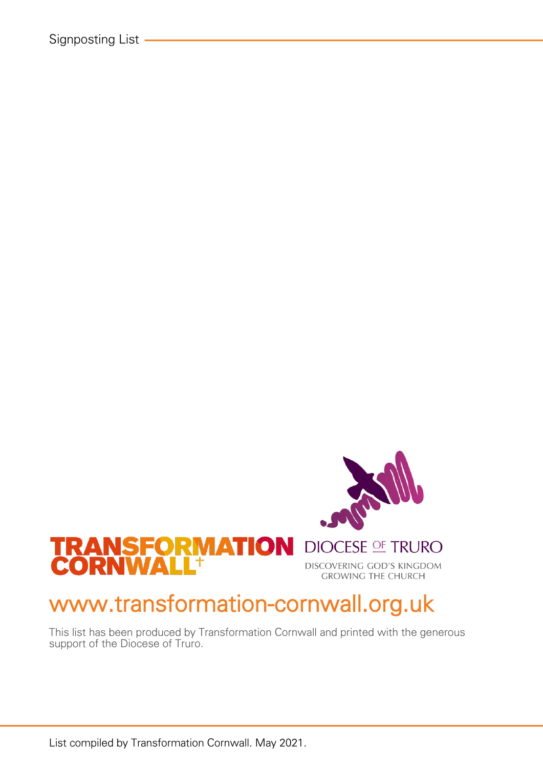TRANSFORMATION CORNWALL

DIOCESE OF TRURO

DISCOVERING GOD'S KINGDOM
GROWING THE CHURCH

www.transformation-cornwall.org.uk

This list has been produced by Transformation Cornwall and printed with the generous support of the Diocese of Truro.

List compiled by Transformation Cornwall. May 2021.